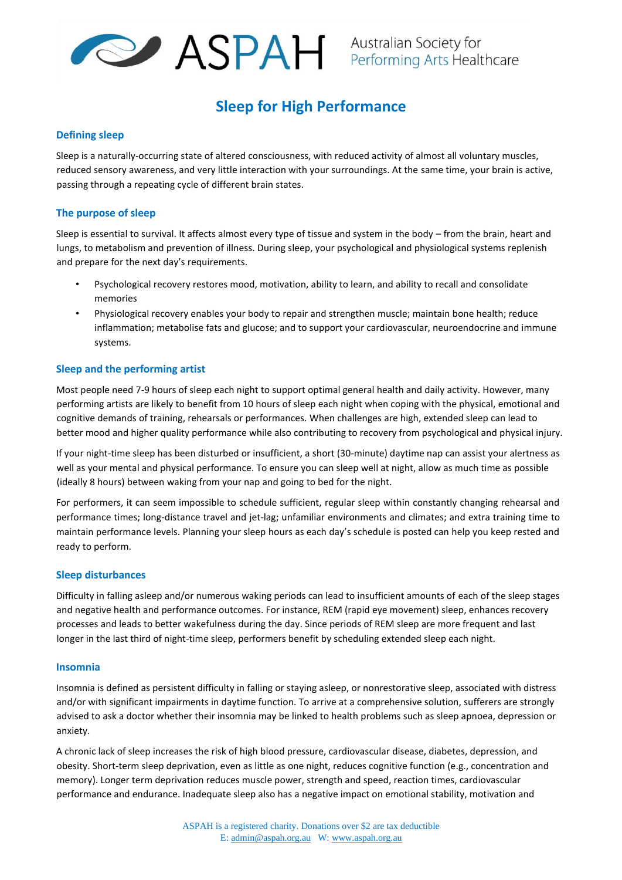ASPAH Australian Society for Performing Arts Healthcare

# Sleep for High Performance

## Defining sleep

Sleep is a naturally-occurring state of altered consciousness, with reduced activity of almost all voluntary muscles, reduced sensory awareness, and very little interaction with your surroundings. At the same time, your brain is active, passing through a repeating cycle of different brain states.

## The purpose of sleep

Sleep is essential to survival. It affects almost every type of tissue and system in the body – from the brain, heart and lungs, to metabolism and prevention of illness. During sleep, your psychological and physiological systems replenish and prepare for the next day's requirements.

- Psychological recovery restores mood, motivation, ability to learn, and ability to recall and consolidate memories
- Physiological recovery enables your body to repair and strengthen muscle; maintain bone health; reduce inflammation; metabolise fats and glucose; and to support your cardiovascular, neuroendocrine and immune systems.

## Sleep and the performing artist

Most people need 7-9 hours of sleep each night to support optimal general health and daily activity. However, many performing artists are likely to benefit from 10 hours of sleep each night when coping with the physical, emotional and cognitive demands of training, rehearsals or performances. When challenges are high, extended sleep can lead to better mood and higher quality performance while also contributing to recovery from psychological and physical injury.

If your night-time sleep has been disturbed or insufficient, a short (30-minute) daytime nap can assist your alertness as well as your mental and physical performance. To ensure you can sleep well at night, allow as much time as possible (ideally 8 hours) between waking from your nap and going to bed for the night.

For performers, it can seem impossible to schedule sufficient, regular sleep within constantly changing rehearsal and performance times; long-distance travel and jet-lag; unfamiliar environments and climates; and extra training time to maintain performance levels. Planning your sleep hours as each day's schedule is posted can help you keep rested and ready to perform.

## Sleep disturbances

Difficulty in falling asleep and/or numerous waking periods can lead to insufficient amounts of each of the sleep stages and negative health and performance outcomes. For instance, REM (rapid eye movement) sleep, enhances recovery processes and leads to better wakefulness during the day. Since periods of REM sleep are more frequent and last longer in the last third of night-time sleep, performers benefit by scheduling extended sleep each night.

## Insomnia

Insomnia is defined as persistent difficulty in falling or staying asleep, or nonrestorative sleep, associated with distress and/or with significant impairments in daytime function. To arrive at a comprehensive solution, sufferers are strongly advised to ask a doctor whether their insomnia may be linked to health problems such as sleep apnoea, depression or anxiety.

A chronic lack of sleep increases the risk of high blood pressure, cardiovascular disease, diabetes, depression, and obesity. Short-term sleep deprivation, even as little as one night, reduces cognitive function (e.g., concentration and memory). Longer term deprivation reduces muscle power, strength and speed, reaction times, cardiovascular performance and endurance. Inadequate sleep also has a negative impact on emotional stability, motivation and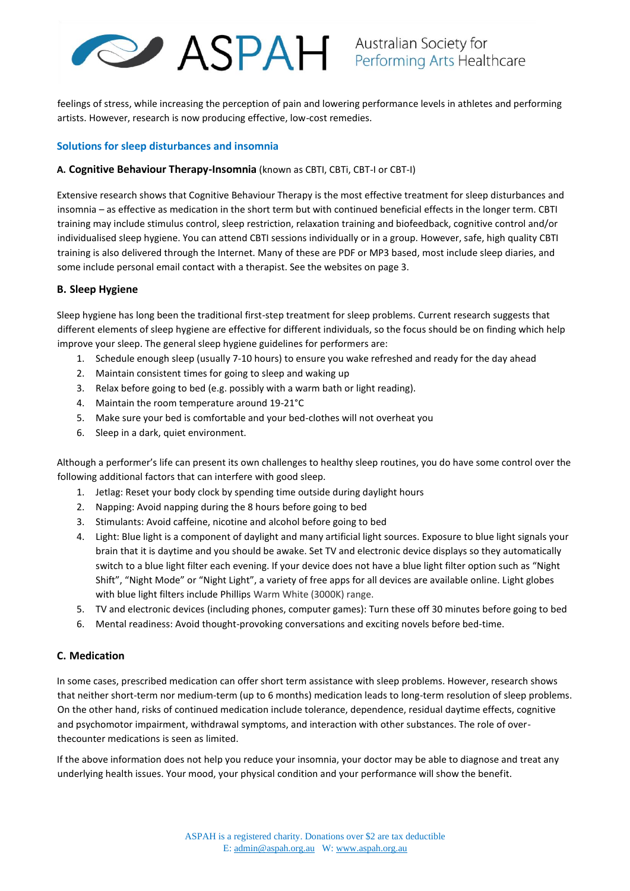feelings of stress, while increasing the perception of pain and lowering performance levels in athletes and performing artists. However, research is now producing effective, low-cost remedies.

## Solutions for sleep disturbances and insomnia

### A. Cognitive Behaviour Therapy-Insomnia (known as CBTI, CBTi, CBT-I or CBT-I)

Extensive research shows that Cognitive Behaviour Therapy is the most effective treatment for sleep disturbances and insomnia – as effective as medication in the short term but with continued beneficial effects in the longer term. CBTI training may include stimulus control, sleep restriction, relaxation training and biofeedback, cognitive control and/or individualised sleep hygiene. You can attend CBTI sessions individually or in a group. However, safe, high quality CBTI training is also delivered through the Internet. Many of these are PDF or MP3 based, most include sleep diaries, and some include personal email contact with a therapist. See the websites on page 3.

### B. Sleep Hygiene

Sleep hygiene has long been the traditional first-step treatment for sleep problems. Current research suggests that different elements of sleep hygiene are effective for different individuals, so the focus should be on finding which help improve your sleep. The general sleep hygiene guidelines for performers are:

1. Schedule enough sleep (usually 7-10 hours) to ensure you wake refreshed and ready for the day ahead
2. Maintain consistent times for going to sleep and waking up
3. Relax before going to bed (e.g. possibly with a warm bath or light reading).
4. Maintain the room temperature around 19-21°C
5. Make sure your bed is comfortable and your bed-clothes will not overheat you
6. Sleep in a dark, quiet environment.

Although a performer's life can present its own challenges to healthy sleep routines, you do have some control over the following additional factors that can interfere with good sleep.

1. Jetlag: Reset your body clock by spending time outside during daylight hours
2. Napping: Avoid napping during the 8 hours before going to bed
3. Stimulants: Avoid caffeine, nicotine and alcohol before going to bed
4. Light: Blue light is a component of daylight and many artificial light sources. Exposure to blue light signals your brain that it is daytime and you should be awake. Set TV and electronic device displays so they automatically switch to a blue light filter each evening. If your device does not have a blue light filter option such as "Night Shift", "Night Mode" or "Night Light", a variety of free apps for all devices are available online. Light globes with blue light filters include Phillips Warm White (3000K) range.
5. TV and electronic devices (including phones, computer games): Turn these off 30 minutes before going to bed
6. Mental readiness: Avoid thought-provoking conversations and exciting novels before bed-time.

### C. Medication

In some cases, prescribed medication can offer short term assistance with sleep problems. However, research shows that neither short-term nor medium-term (up to 6 months) medication leads to long-term resolution of sleep problems. On the other hand, risks of continued medication include tolerance, dependence, residual daytime effects, cognitive and psychomotor impairment, withdrawal symptoms, and interaction with other substances. The role of over-thecounter medications is seen as limited.

If the above information does not help you reduce your insomnia, your doctor may be able to diagnose and treat any underlying health issues. Your mood, your physical condition and your performance will show the benefit.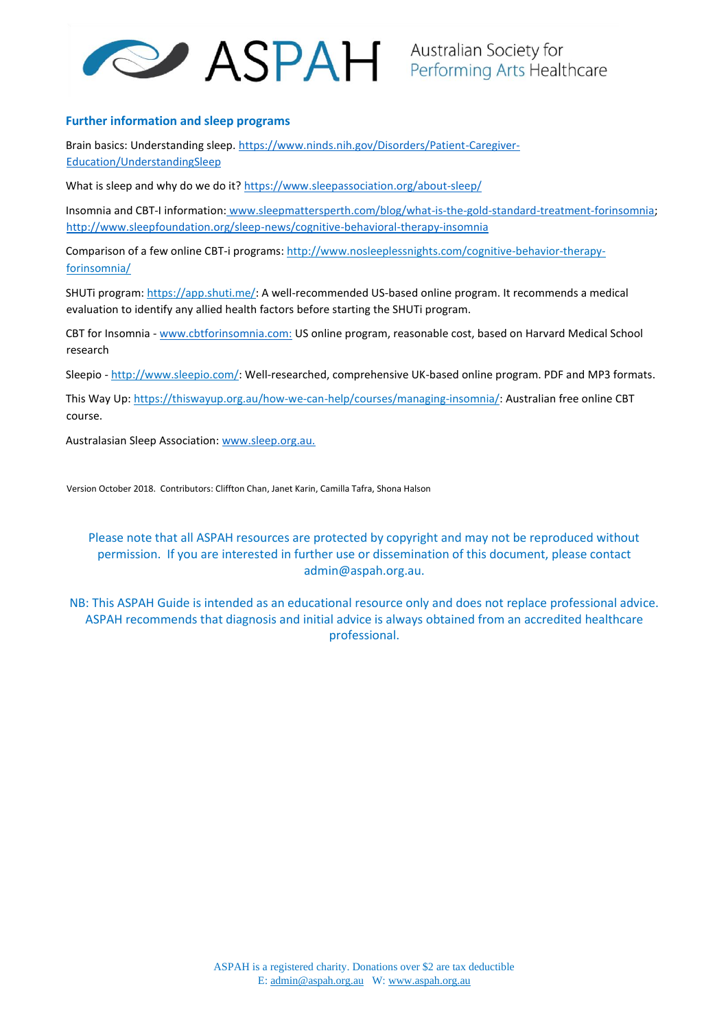## Further information and sleep programs

Brain basics: Understanding sleep. https://www.ninds.nih.gov/Disorders/Patient-Caregiver-Education/UnderstandingSleep

What is sleep and why do we do it? https://www.sleepassociation.org/about-sleep/

Insomnia and CBT-I information: www.sleepmattersperth.com/blog/what-is-the-gold-standard-treatment-forinsomnia; http://www.sleepfoundation.org/sleep-news/cognitive-behavioral-therapy-insomnia

Comparison of a few online CBT-i programs: http://www.nosleeplessnights.com/cognitive-behavior-therapy-forinsomnia/

SHUTi program: https://app.shuti.me/: A well-recommended US-based online program. It recommends a medical evaluation to identify any allied health factors before starting the SHUTi program.

CBT for Insomnia - www.cbtforinsomnia.com: US online program, reasonable cost, based on Harvard Medical School research

Sleepio - http://www.sleepio.com/: Well-researched, comprehensive UK-based online program. PDF and MP3 formats.

This Way Up: https://thiswayup.org.au/how-we-can-help/courses/managing-insomnia/: Australian free online CBT course.

Australasian Sleep Association: www.sleep.org.au.

Version October 2018. Contributors: Cliffton Chan, Janet Karin, Camilla Tafra, Shona Halson

Please note that all ASPAH resources are protected by copyright and may not be reproduced without permission. If you are interested in further use or dissemination of this document, please contact admin@aspah.org.au.

NB: This ASPAH Guide is intended as an educational resource only and does not replace professional advice. ASPAH recommends that diagnosis and initial advice is always obtained from an accredited healthcare professional.